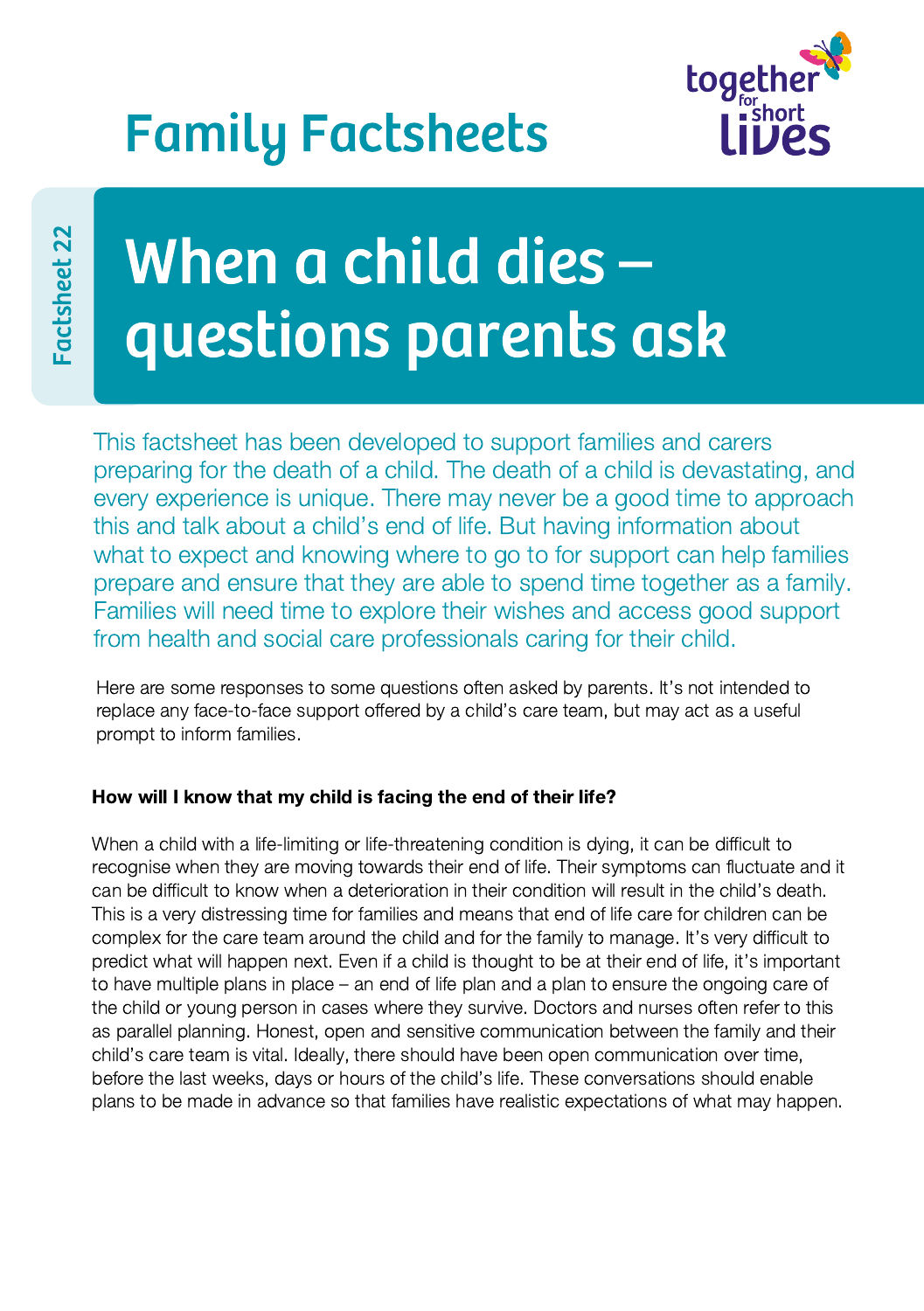# Family Factsheets

Factsheet 22

# When a child dies – questions parents ask

This factsheet has been developed to support families and carers preparing for the death of a child. The death of a child is devastating, and every experience is unique. There may never be a good time to approach this and talk about a child's end of life. But having information about what to expect and knowing where to go to for support can help families prepare and ensure that they are able to spend time together as a family. Families will need time to explore their wishes and access good support from health and social care professionals caring for their child.

Here are some responses to some questions often asked by parents. It's not intended to replace any face-to-face support offered by a child's care team, but may act as a useful prompt to inform families.

**How will I know that my child is facing the end of their life?**

When a child with a life-limiting or life-threatening condition is dying, it can be difficult to recognise when they are moving towards their end of life. Their symptoms can fluctuate and it can be difficult to know when a deterioration in their condition will result in the child's death. This is a very distressing time for families and means that end of life care for children can be complex for the care team around the child and for the family to manage. It's very difficult to predict what will happen next. Even if a child is thought to be at their end of life, it's important to have multiple plans in place – an end of life plan and a plan to ensure the ongoing care of the child or young person in cases where they survive. Doctors and nurses often refer to this as parallel planning. Honest, open and sensitive communication between the family and their child's care team is vital. Ideally, there should have been open communication over time, before the last weeks, days or hours of the child's life. These conversations should enable plans to be made in advance so that families have realistic expectations of what may happen.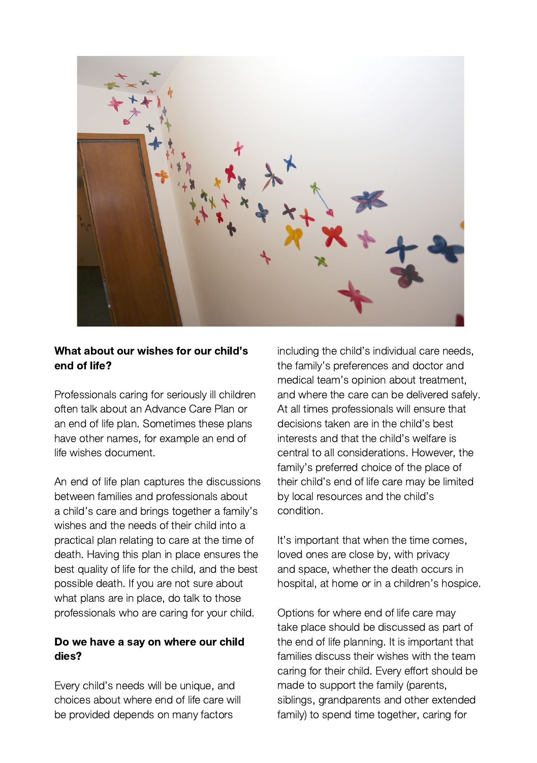## What about our wishes for our child's end of life?

Professionals caring for seriously ill children often talk about an Advance Care Plan or an end of life plan. Sometimes these plans have other names, for example an end of life wishes document.

An end of life plan captures the discussions between families and professionals about a child's care and brings together a family's wishes and the needs of their child into a practical plan relating to care at the time of death. Having this plan in place ensures the best quality of life for the child, and the best possible death. If you are not sure about what plans are in place, do talk to those professionals who are caring for your child.

## Do we have a say on where our child dies?

Every child's needs will be unique, and choices about where end of life care will be provided depends on many factors including the child's individual care needs, the family's preferences and doctor and medical team's opinion about treatment, and where the care can be delivered safely. At all times professionals will ensure that decisions taken are in the child's best interests and that the child's welfare is central to all considerations. However, the family's preferred choice of the place of their child's end of life care may be limited by local resources and the child's condition.

It's important that when the time comes, loved ones are close by, with privacy and space, whether the death occurs in hospital, at home or in a children's hospice.

Options for where end of life care may take place should be discussed as part of the end of life planning. It is important that families discuss their wishes with the team caring for their child. Every effort should be made to support the family (parents, siblings, grandparents and other extended family) to spend time together, caring for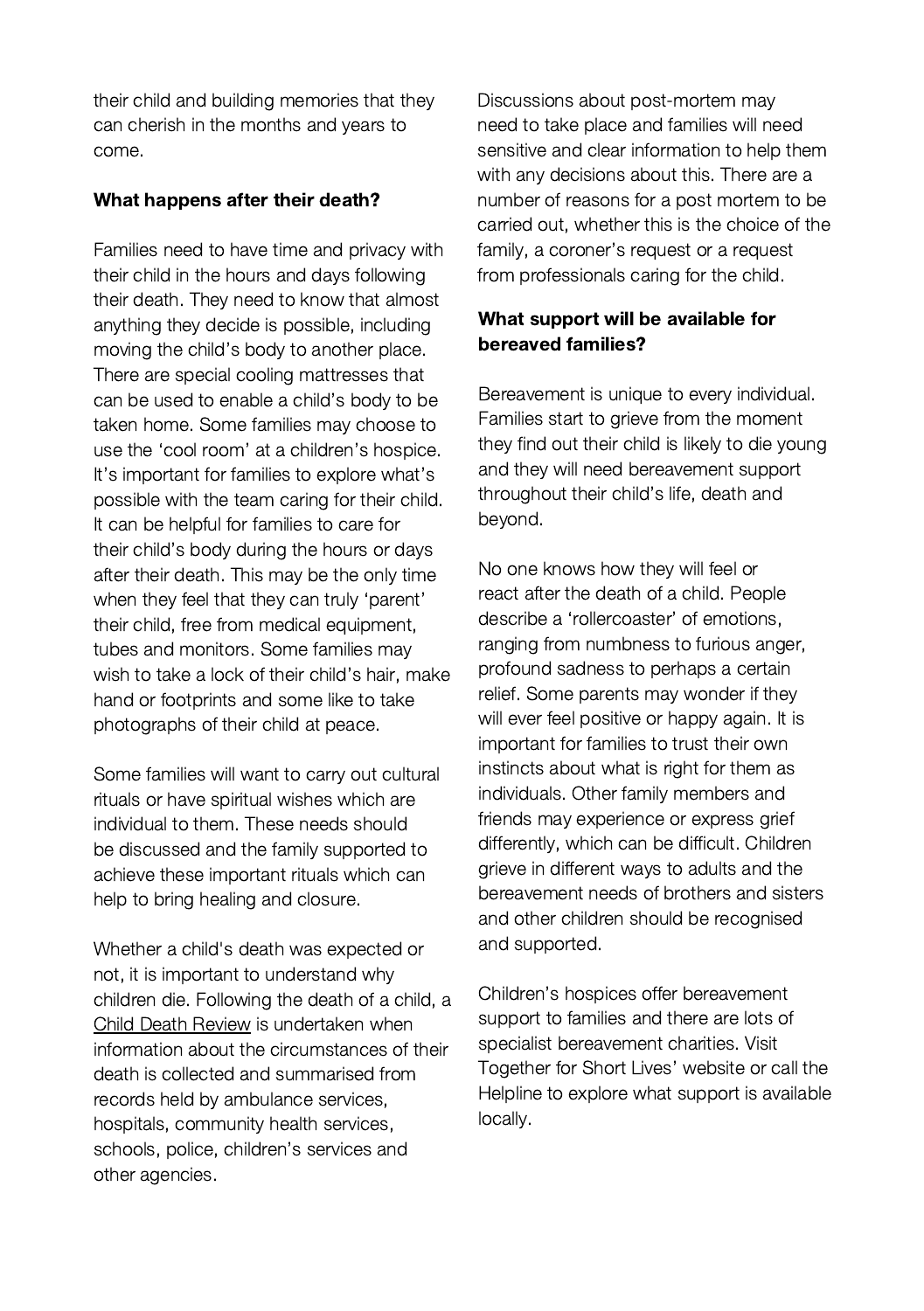their child and building memories that they can cherish in the months and years to come.

**What happens after their death?**

Families need to have time and privacy with their child in the hours and days following their death. They need to know that almost anything they decide is possible, including moving the child's body to another place. There are special cooling mattresses that can be used to enable a child's body to be taken home. Some families may choose to use the 'cool room' at a children's hospice. It's important for families to explore what's possible with the team caring for their child. It can be helpful for families to care for their child's body during the hours or days after their death. This may be the only time when they feel that they can truly 'parent' their child, free from medical equipment, tubes and monitors. Some families may wish to take a lock of their child's hair, make hand or footprints and some like to take photographs of their child at peace.

Some families will want to carry out cultural rituals or have spiritual wishes which are individual to them. These needs should be discussed and the family supported to achieve these important rituals which can help to bring healing and closure.

Whether a child's death was expected or not, it is important to understand why children die. Following the death of a child, a Child Death Review is undertaken when information about the circumstances of their death is collected and summarised from records held by ambulance services, hospitals, community health services, schools, police, children's services and other agencies.

Discussions about post-mortem may need to take place and families will need sensitive and clear information to help them with any decisions about this. There are a number of reasons for a post mortem to be carried out, whether this is the choice of the family, a coroner's request or a request from professionals caring for the child.

**What support will be available for bereaved families?**

Bereavement is unique to every individual. Families start to grieve from the moment they find out their child is likely to die young and they will need bereavement support throughout their child's life, death and beyond.

No one knows how they will feel or react after the death of a child. People describe a 'rollercoaster' of emotions, ranging from numbness to furious anger, profound sadness to perhaps a certain relief. Some parents may wonder if they will ever feel positive or happy again. It is important for families to trust their own instincts about what is right for them as individuals. Other family members and friends may experience or express grief differently, which can be difficult. Children grieve in different ways to adults and the bereavement needs of brothers and sisters and other children should be recognised and supported.

Children's hospices offer bereavement support to families and there are lots of specialist bereavement charities. Visit Together for Short Lives' website or call the Helpline to explore what support is available locally.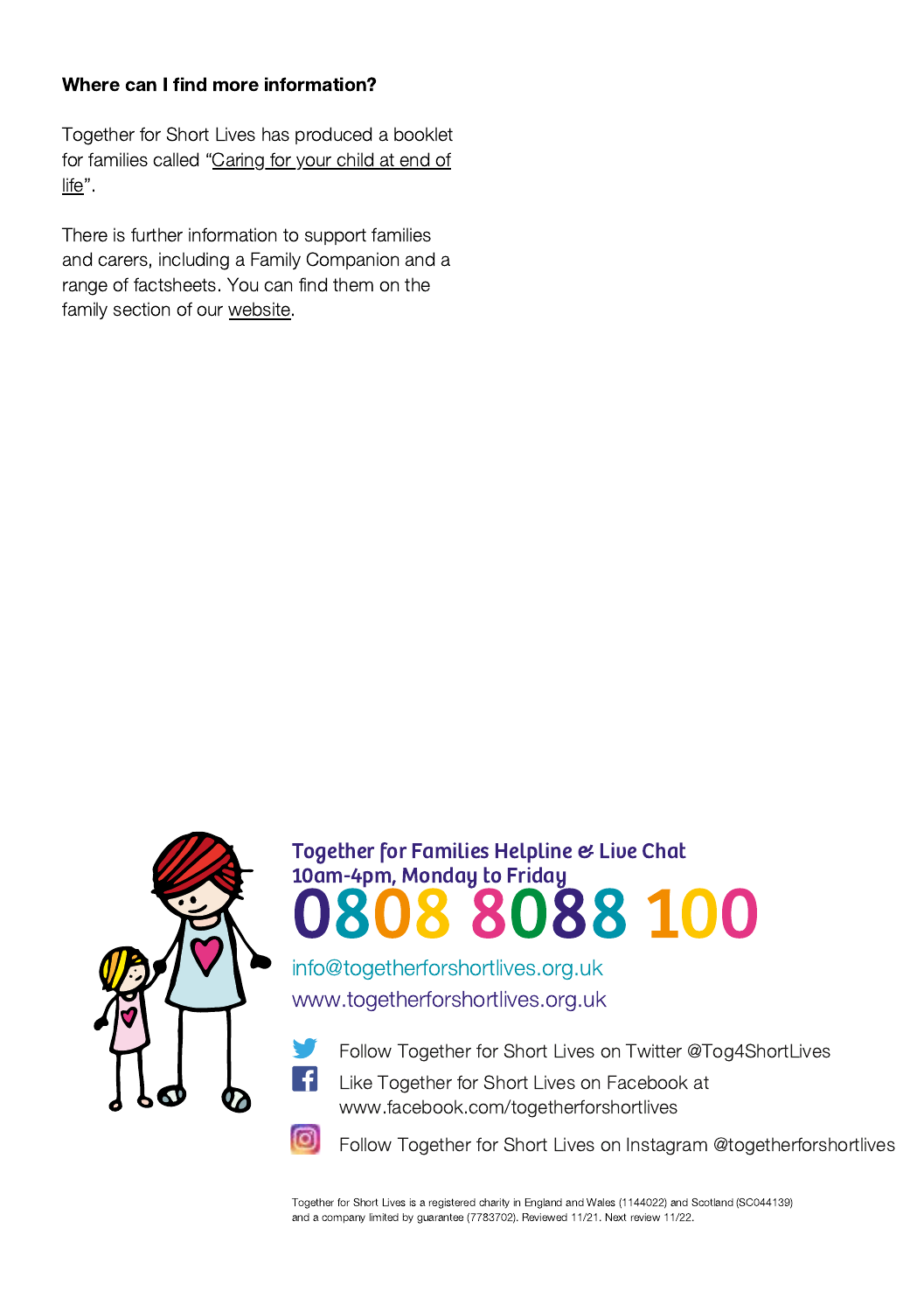**Where can I find more information?**

Together for Short Lives has produced a booklet for families called "Caring for your child at end of life".

There is further information to support families and carers, including a Family Companion and a range of factsheets. You can find them on the family section of our website.

**Together for Families Helpline & Live Chat**
**10am-4pm, Monday to Friday**

**0808 8088 100**

info@togetherforshortlives.org.uk
www.togetherforshortlives.org.uk

Follow Together for Short Lives on Twitter @Tog4ShortLives

Like Together for Short Lives on Facebook at www.facebook.com/togetherforshortlives

Follow Together for Short Lives on Instagram @togetherforshortlives

Together for Short Lives is a registered charity in England and Wales (1144022) and Scotland (SC044139) and a company limited by guarantee (7783702). Reviewed 11/21. Next review 11/22.